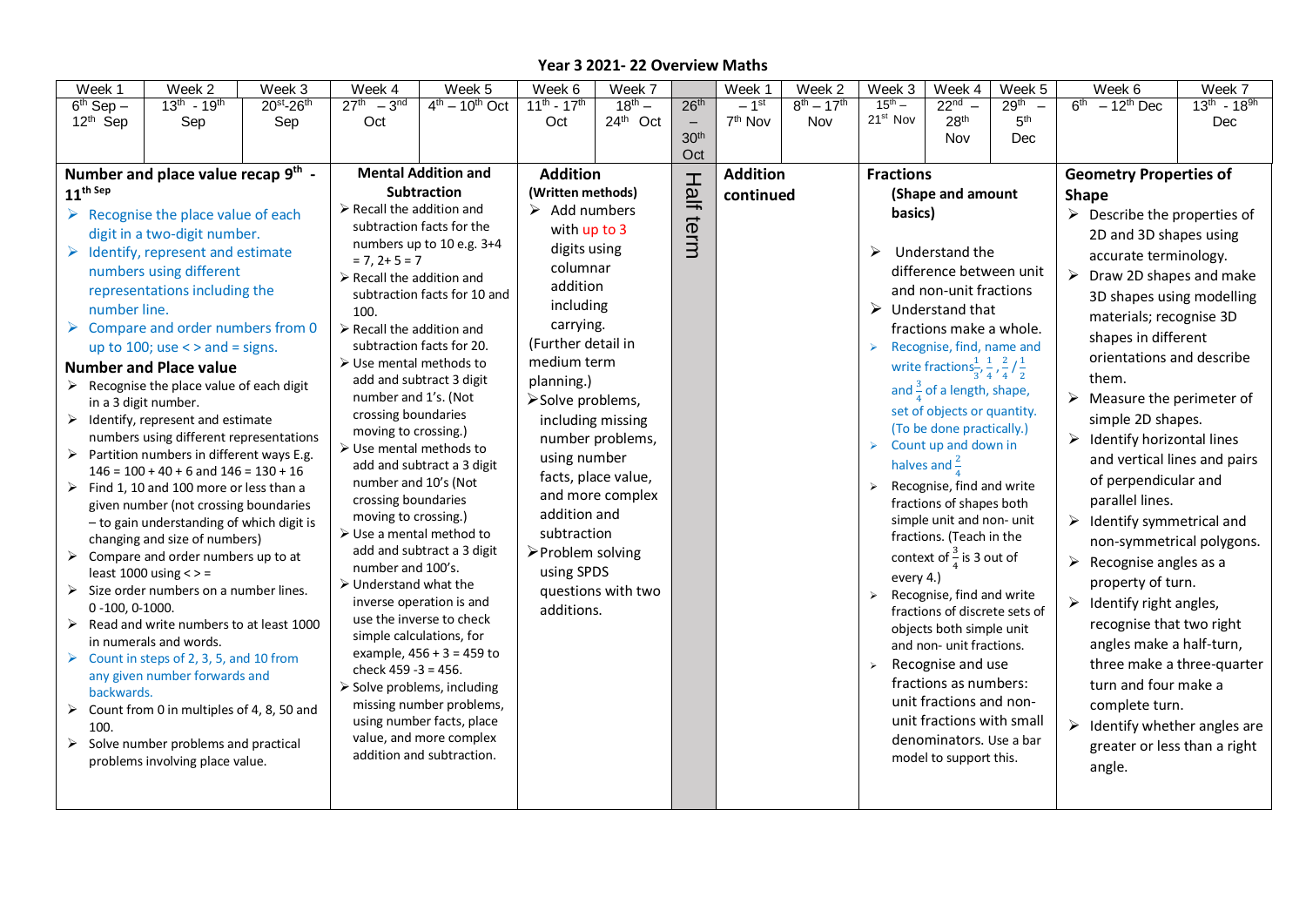# Year 3 2021- 22 Overview Maths

| Week 1 | Week 2 | Week 3 | Week 4 | Week 5 | Week 6 | Week 7 | | Week 1 | Week 2 | Week 3 | Week 4 | Week 5 | Week 6 | Week 7 |
|---|---|---|---|---|---|---|---|---|---|---|---|---|---|---|
| 6th Sep – 12th Sep | 13th - 19th Sep | 20st-26th Sep | 27th – 3nd Oct | 4th – 10th Oct | 11th - 17th Oct | 18th – 24th Oct | 26th – 30th Oct | – 1st 7th Nov | 8th – 17th Nov | 15th – 21st Nov | 22nd – 28th Nov | 29th – 5th Dec | 6th – 12th Dec | 13th - 18th Dec |
| **Number and place value recap 9th - 11th Sep**<br>➢ Recognise the place value of each digit in a two-digit number.<br>➢ Identify, represent and estimate numbers using different representations including the number line.<br>➢ Compare and order numbers from 0 up to 100; use < > and = signs.<br>**Number and Place value**<br>➢ Recognise the place value of each digit in a 3 digit number.<br>➢ Identify, represent and estimate numbers using different representations<br>➢ Partition numbers in different ways E.g. 146 = 100 + 40 + 6 and 146 = 130 + 16<br>➢ Find 1, 10 and 100 more or less than a given number (not crossing boundaries – to gain understanding of which digit is changing and size of numbers)<br>➢ Compare and order numbers up to at least 1000 using < > =<br>➢ Size order numbers on a number lines. 0 -100, 0-1000.<br>➢ Read and write numbers to at least 1000 in numerals and words.<br>➢ Count in steps of 2, 3, 5, and 10 from any given number forwards and backwards.<br>➢ Count from 0 in multiples of 4, 8, 50 and 100.<br>➢ Solve number problems and practical problems involving place value. | | | **Mental Addition and Subtraction**<br>➢ Recall the addition and subtraction facts for the numbers up to 10 e.g. 3+4 = 7, 2+ 5 = 7<br>➢ Recall the addition and subtraction facts for 10 and 100.<br>➢ Recall the addition and subtraction facts for 20.<br>➢ Use mental methods to add and subtract 3 digit number and 1's. (Not crossing boundaries moving to crossing.)<br>➢ Use mental methods to add and subtract a 3 digit number and 10's (Not crossing boundaries moving to crossing.)<br>➢ Use a mental method to add and subtract a 3 digit number and 100's.<br>➢ Understand what the inverse operation is and use the inverse to check simple calculations, for example, 456 + 3 = 459 to check 459 -3 = 456.<br>➢ Solve problems, including missing number problems, using number facts, place value, and more complex addition and subtraction. | | **Addition**<br>**(Written methods)**<br>➢ Add numbers with up to 3 digits using columnar addition including carrying.<br>(Further detail in medium term planning.)<br>➢ Solve problems, including missing number problems, using number facts, place value, and more complex addition and subtraction<br>➢ Problem solving using SPDS questions with two additions. | | Half term | **Addition continued** | | **Fractions**<br>**(Shape and amount basics)**<br>➢ Understand the difference between unit and non-unit fractions<br>➢ Understand that fractions make a whole.<br>➢ Recognise, find, name and write fractions $\frac{1}{3}$, $\frac{1}{4}$, $\frac{2}{4}$ / $\frac{1}{2}$ and $\frac{3}{4}$ of a length, shape, set of objects or quantity. (To be done practically.)<br>➢ Count up and down in halves and $\frac{2}{4}$<br>➢ Recognise, find and write fractions of shapes both simple unit and non- unit fractions. (Teach in the context of $\frac{3}{4}$ is 3 out of every 4.)<br>➢ Recognise, find and write fractions of discrete sets of objects both simple unit and non- unit fractions.<br>➢ Recognise and use fractions as numbers: unit fractions and non-unit fractions with small denominators. Use a bar model to support this. | | | **Geometry Properties of Shape**<br>➢ Describe the properties of 2D and 3D shapes using accurate terminology.<br>➢ Draw 2D shapes and make 3D shapes using modelling materials; recognise 3D shapes in different orientations and describe them.<br>➢ Measure the perimeter of simple 2D shapes.<br>➢ Identify horizontal lines and vertical lines and pairs of perpendicular and parallel lines.<br>➢ Identify symmetrical and non-symmetrical polygons.<br>➢ Recognise angles as a property of turn.<br>➢ Identify right angles, recognise that two right angles make a half-turn, three make a three-quarter turn and four make a complete turn.<br>➢ Identify whether angles are greater or less than a right angle. | |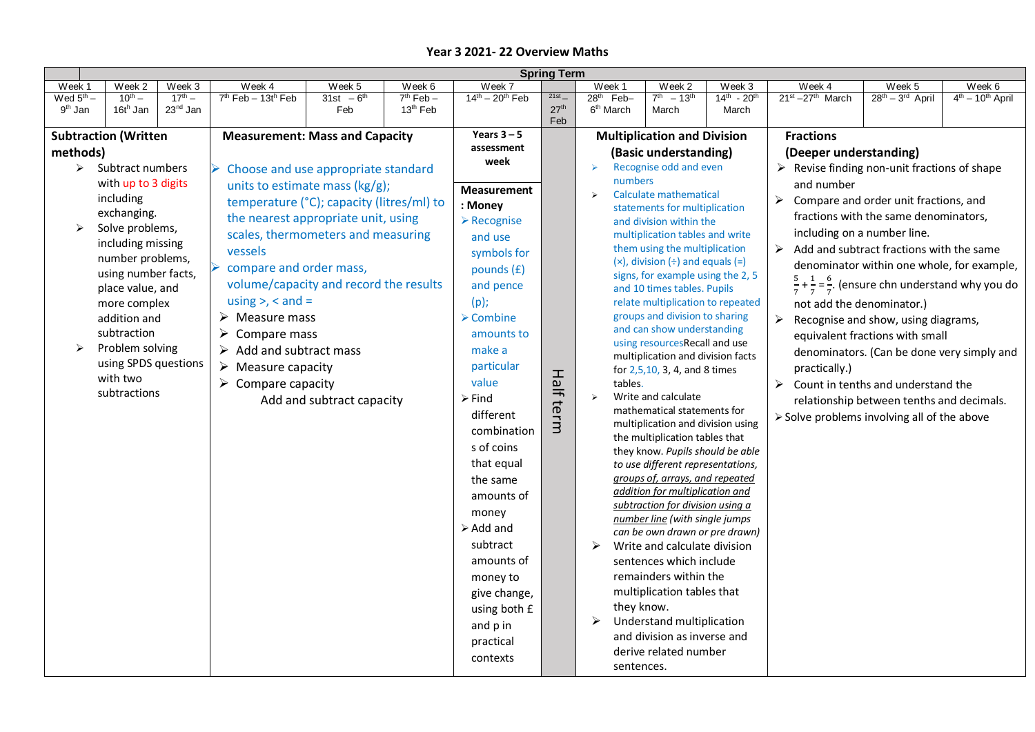# Year 3 2021- 22 Overview Maths

| Spring Term | | | | | | | | | | | | | |
|---|---|---|---|---|---|---|---|---|---|---|---|---|---|
| Week 1 | Week 2 | Week 3 | Week 4 | Week 5 | Week 6 | Week 7 | | Week 1 | Week 2 | Week 3 | Week 4 | Week 5 | Week 6 |
| Wed 5th – 9th Jan | 10th – 16th Jan | 17th – 23nd Jan | 7th Feb – 13th Feb | 31st – 6th Feb | 7th Feb – 13th Feb | 14th – 20th Feb | 21st – 27th Feb | 28th Feb– 6th March | 7th – 13th March | 14th - 20th March | 21st –27th March | 28th – 3rd April | 4th – 10th April |
| **Subtraction (Written methods)**<br>➢ Subtract numbers with up to 3 digits including exchanging.<br>➢ Solve problems, including missing number problems, using number facts, place value, and more complex addition and subtraction<br>➢ Problem solving using SPDS questions with two subtractions | | | **Measurement: Mass and Capacity**<br>➢ Choose and use appropriate standard units to estimate mass (kg/g); temperature (°C); capacity (litres/ml) to the nearest appropriate unit, using scales, thermometers and measuring vessels<br>➢ compare and order mass, volume/capacity and record the results using >, < and =<br>➢ Measure mass<br>➢ Compare mass<br>➢ Add and subtract mass<br>➢ Measure capacity<br>➢ Compare capacity<br>Add and subtract capacity | | | **Years 3 – 5 assessment week**<br><br>**Measurement : Money**<br>➢ Recognise and use symbols for pounds (£) and pence (p);<br>➢ Combine amounts to make a particular value<br>➢ Find different combinations of coins that equal the same amounts of money<br>➢ Add and subtract amounts of money to give change, using both £ and p in practical contexts | Half term | **Multiplication and Division (Basic understanding)**<br>➢ Recognise odd and even numbers<br>➢ Calculate mathematical statements for multiplication and division within the multiplication tables and write them using the multiplication (×), division (÷) and equals (=) signs, for example using the 2, 5 and 10 times tables. Pupils relate multiplication to repeated groups and division to sharing and can show understanding using resourcesRecall and use multiplication and division facts for 2,5,10, 3, 4, and 8 times tables.<br>➢ Write and calculate mathematical statements for multiplication and division using the multiplication tables that they know. *Pupils should be able to use different representations, <u>groups of, arrays, and repeated addition for multiplication and subtraction for division using a number line</u> (with single jumps can be own drawn or pre drawn)*<br>➢ Write and calculate division sentences which include remainders within the multiplication tables that they know.<br>➢ Understand multiplication and division as inverse and derive related number sentences. | | | **Fractions (Deeper understanding)**<br>➢ Revise finding non-unit fractions of shape and number<br>➢ Compare and order unit fractions, and fractions with the same denominators, including on a number line.<br>➢ Add and subtract fractions with the same denominator within one whole, for example, $\frac{5}{7} + \frac{1}{7} = \frac{6}{7}$. (ensure chn understand why you do not add the denominator.)<br>➢ Recognise and show, using diagrams, equivalent fractions with small denominators. (Can be done very simply and practically.)<br>➢ Count in tenths and understand the relationship between tenths and decimals.<br>➢ Solve problems involving all of the above | | |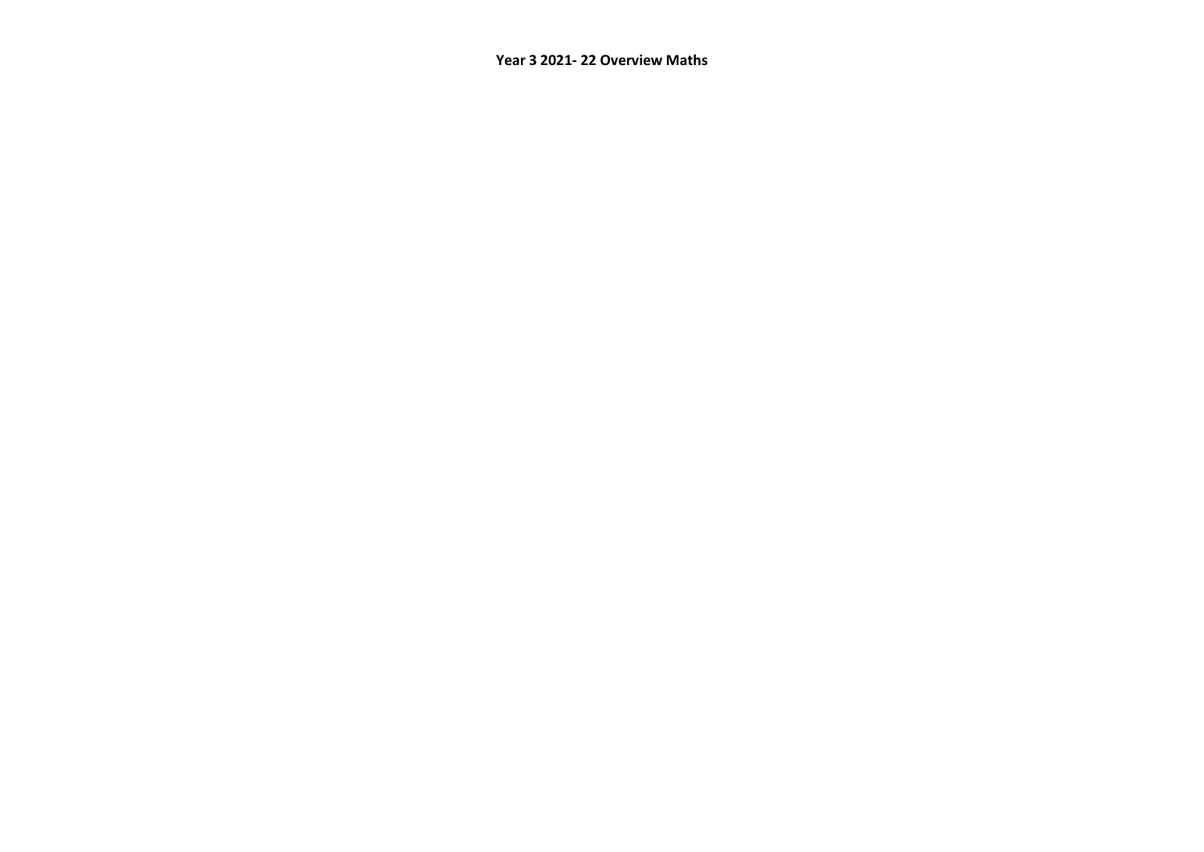**Year 3 2021- 22 Overview Maths**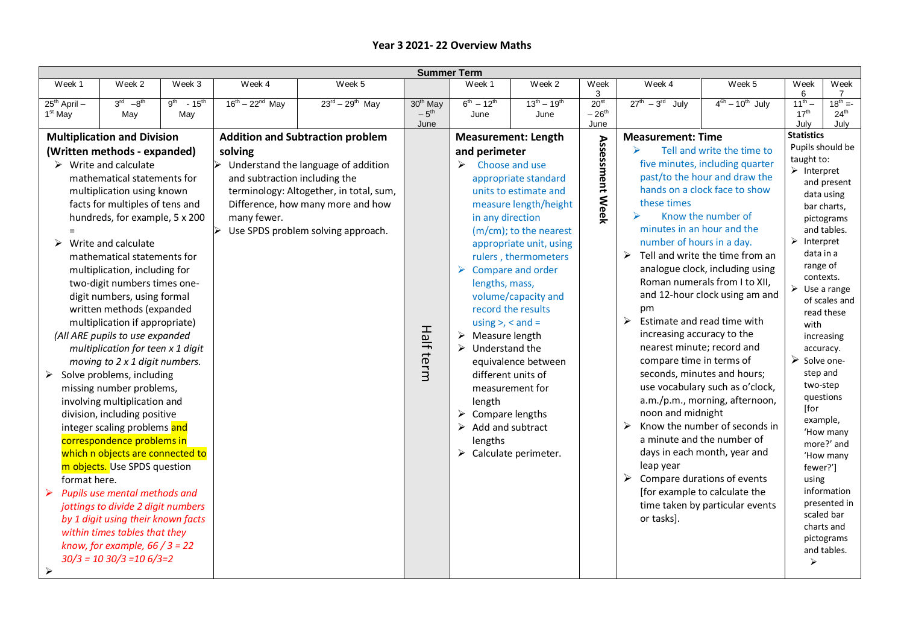# Year 3 2021- 22 Overview Maths

| Summer Term | | | | | | | | | | | | |
|---|---|---|---|---|---|---|---|---|---|---|---|---|
| Week 1 | Week 2 | Week 3 | Week 4 | Week 5 | | Week 1 | Week 2 | Week 3 | Week 4 | Week 5 | Week 6 | Week 7 |
| 25th April – 1st May | 3rd – 8th May | 9th - 15th May | 16th – 22nd May | 23rd – 29th May | 30th May – 5th June | 6th – 12th June | 13th – 19th June | 20st – 26th June | 27th – 3rd July | 4th – 10th July | 11th – 17th July | 18th =- 24th July |
| **Multiplication and Division (Written methods - expanded)**<br>➢ Write and calculate mathematical statements for multiplication using known facts for multiples of tens and hundreds, for example, 5 x 200 =<br>➢ Write and calculate mathematical statements for multiplication, including for two-digit numbers times one-digit numbers, using formal written methods (expanded multiplication if appropriate)<br>*(All ARE pupils to use expanded multiplication for teen x 1 digit moving to 2 x 1 digit numbers.*<br>➢ Solve problems, including missing number problems, involving multiplication and division, including positive integer scaling problems and correspondence problems in which n objects are connected to m objects. Use SPDS question format here.<br>➢ *Pupils use mental methods and jottings to divide 2 digit numbers by 1 digit using their known facts within times tables that they know, for example, 66 / 3 = 22 30/3 = 10 30/3 =10 6/3=2*<br>➢ | | | **Addition and Subtraction problem solving**<br>➢ Understand the language of addition and subtraction including the terminology: Altogether, in total, sum, Difference, how many more and how many fewer.<br>➢ Use SPDS problem solving approach. | | Half term | **Measurement: Length and perimeter**<br>➢ Choose and use appropriate standard units to estimate and measure length/height in any direction (m/cm); to the nearest appropriate unit, using rulers , thermometers<br>➢ Compare and order lengths, mass, volume/capacity and record the results using >, < and =<br>➢ Measure length<br>➢ Understand the equivalence between different units of measurement for length<br>➢ Compare lengths<br>➢ Add and subtract lengths<br>➢ Calculate perimeter. | | Assessment Week | **Measurement: Time**<br>➢ Tell and write the time to five minutes, including quarter past/to the hour and draw the hands on a clock face to show these times<br>➢ Know the number of minutes in an hour and the number of hours in a day.<br>➢ Tell and write the time from an analogue clock, including using Roman numerals from I to XII, and 12-hour clock using am and pm<br>➢ Estimate and read time with increasing accuracy to the nearest minute; record and compare time in terms of seconds, minutes and hours; use vocabulary such as o'clock, a.m./p.m., morning, afternoon, noon and midnight<br>➢ Know the number of seconds in a minute and the number of days in each month, year and leap year<br>➢ Compare durations of events [for example to calculate the time taken by particular events or tasks]. | | **Statistics**<br>Pupils should be taught to:<br>➢ Interpret and present data using bar charts, pictograms and tables.<br>➢ Interpret data in a range of contexts.<br>➢ Use a range of scales and read these with increasing accuracy.<br>➢ Solve one-step and two-step questions [for example, 'How many more?' and 'How many fewer?'] using information presented in scaled bar charts and pictograms and tables.<br>➢ | |